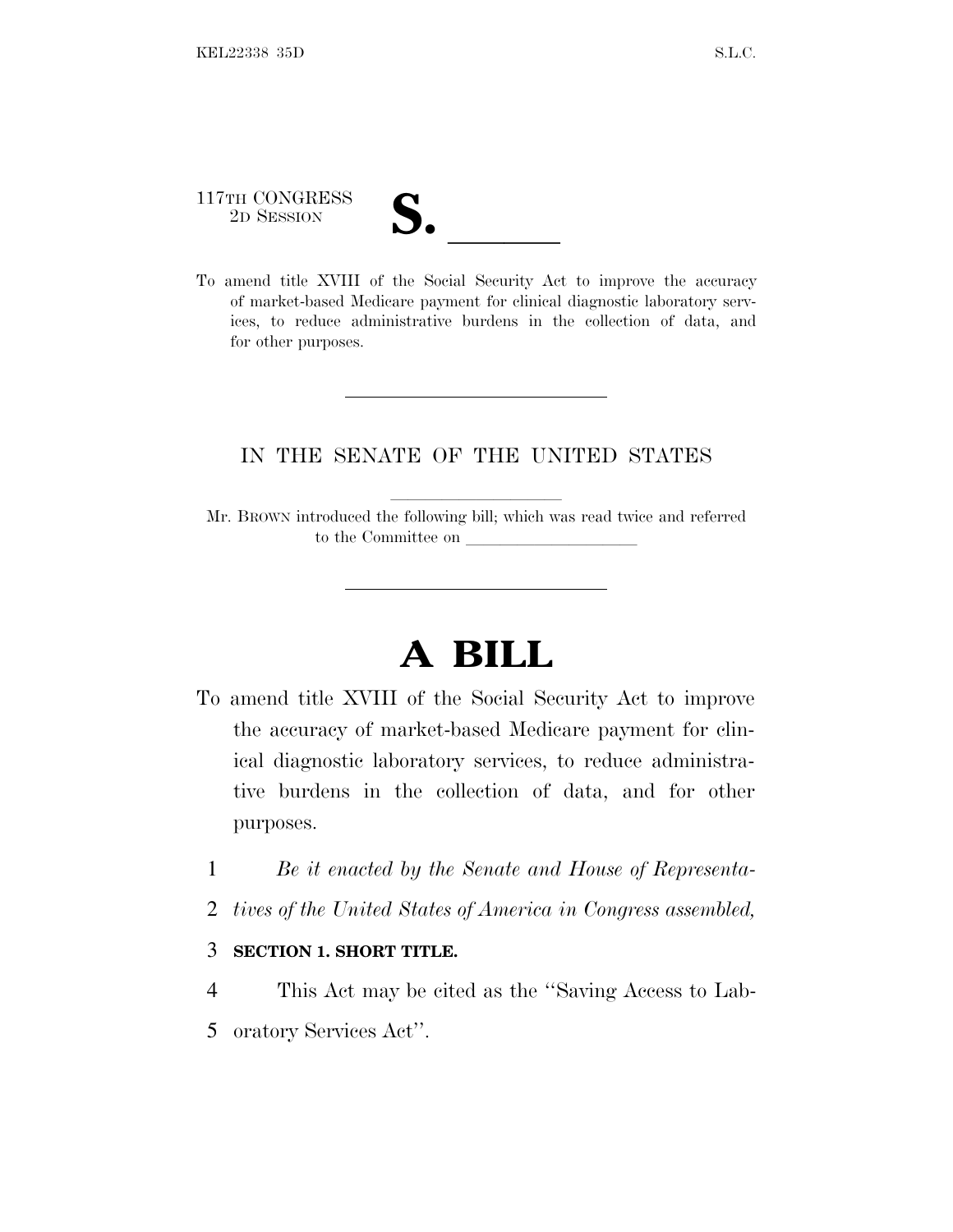117TH CONGRESS
2D SESSION

# S. \_\_\_\_\_\_

To amend title XVIII of the Social Security Act to improve the accuracy of market-based Medicare payment for clinical diagnostic laboratory services, to reduce administrative burdens in the collection of data, and for other purposes.

---

IN THE SENATE OF THE UNITED STATES

Mr. BROWN introduced the following bill; which was read twice and referred to the Committee on \_\_\_\_\_\_\_\_\_\_\_\_\_\_\_\_\_\_\_\_

---

# A BILL

To amend title XVIII of the Social Security Act to improve the accuracy of market-based Medicare payment for clinical diagnostic laboratory services, to reduce administrative burdens in the collection of data, and for other purposes.

1 *Be it enacted by the Senate and House of Representa-*
2 *tives of the United States of America in Congress assembled,*

3 **SECTION 1. SHORT TITLE.**

4 This Act may be cited as the ''Saving Access to Lab-
5 oratory Services Act''.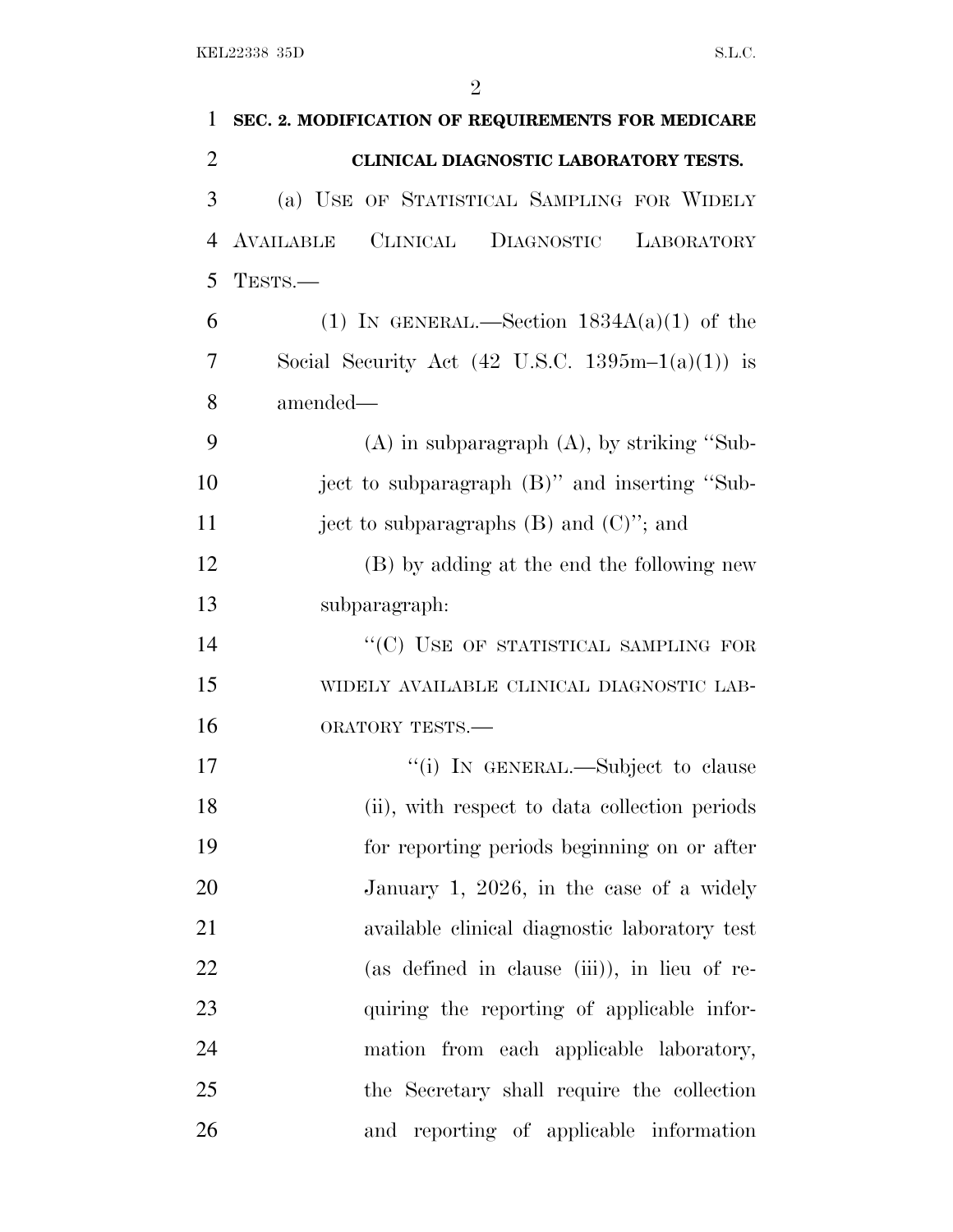**SEC. 2. MODIFICATION OF REQUIREMENTS FOR MEDICARE CLINICAL DIAGNOSTIC LABORATORY TESTS.**

(a) USE OF STATISTICAL SAMPLING FOR WIDELY AVAILABLE CLINICAL DIAGNOSTIC LABORATORY TESTS.—

(1) IN GENERAL.—Section 1834A(a)(1) of the Social Security Act (42 U.S.C. 1395m–1(a)(1)) is amended—

(A) in subparagraph (A), by striking ''Subject to subparagraph (B)'' and inserting ''Subject to subparagraphs (B) and (C)''; and

(B) by adding at the end the following new subparagraph:

''(C) USE OF STATISTICAL SAMPLING FOR WIDELY AVAILABLE CLINICAL DIAGNOSTIC LABORATORY TESTS.—

''(i) IN GENERAL.—Subject to clause (ii), with respect to data collection periods for reporting periods beginning on or after January 1, 2026, in the case of a widely available clinical diagnostic laboratory test (as defined in clause (iii)), in lieu of requiring the reporting of applicable information from each applicable laboratory, the Secretary shall require the collection and reporting of applicable information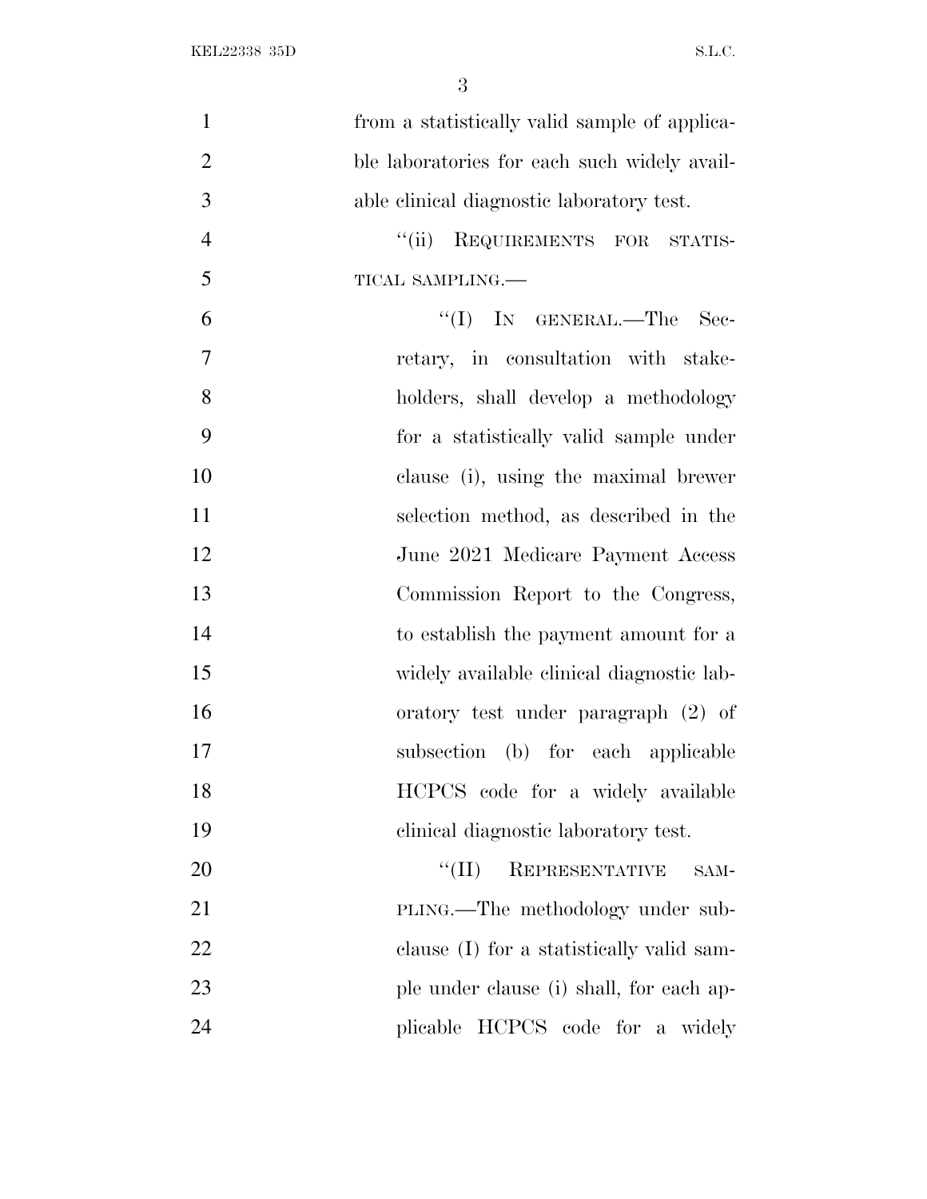from a statistically valid sample of applicable laboratories for each such widely available clinical diagnostic laboratory test.

''(ii) REQUIREMENTS FOR STATISTICAL SAMPLING.—

''(I) IN GENERAL.—The Secretary, in consultation with stakeholders, shall develop a methodology for a statistically valid sample under clause (i), using the maximal brewer selection method, as described in the June 2021 Medicare Payment Access Commission Report to the Congress, to establish the payment amount for a widely available clinical diagnostic laboratory test under paragraph (2) of subsection (b) for each applicable HCPCS code for a widely available clinical diagnostic laboratory test.

''(II) REPRESENTATIVE SAMPLING.—The methodology under subclause (I) for a statistically valid sample under clause (i) shall, for each applicable HCPCS code for a widely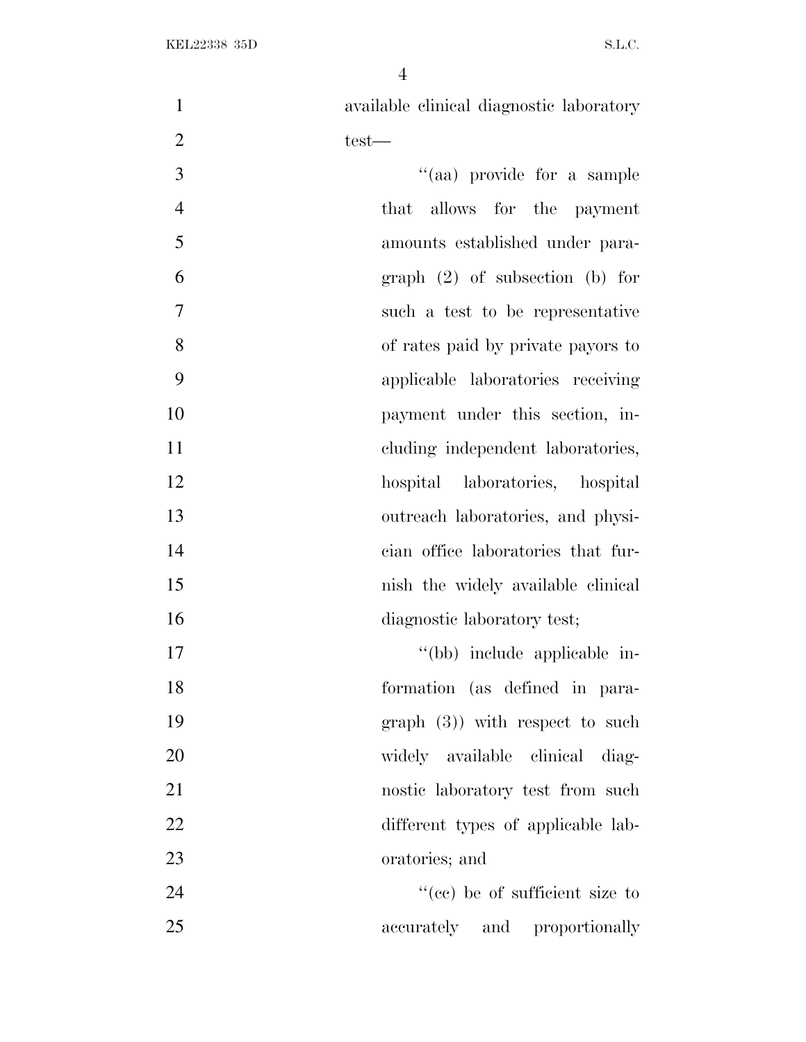available clinical diagnostic laboratory test—

''(aa) provide for a sample that allows for the payment amounts established under paragraph (2) of subsection (b) for such a test to be representative of rates paid by private payors to applicable laboratories receiving payment under this section, including independent laboratories, hospital laboratories, hospital outreach laboratories, and physician office laboratories that furnish the widely available clinical diagnostic laboratory test;

''(bb) include applicable information (as defined in paragraph (3)) with respect to such widely available clinical diagnostic laboratory test from such different types of applicable laboratories; and

''(cc) be of sufficient size to accurately and proportionally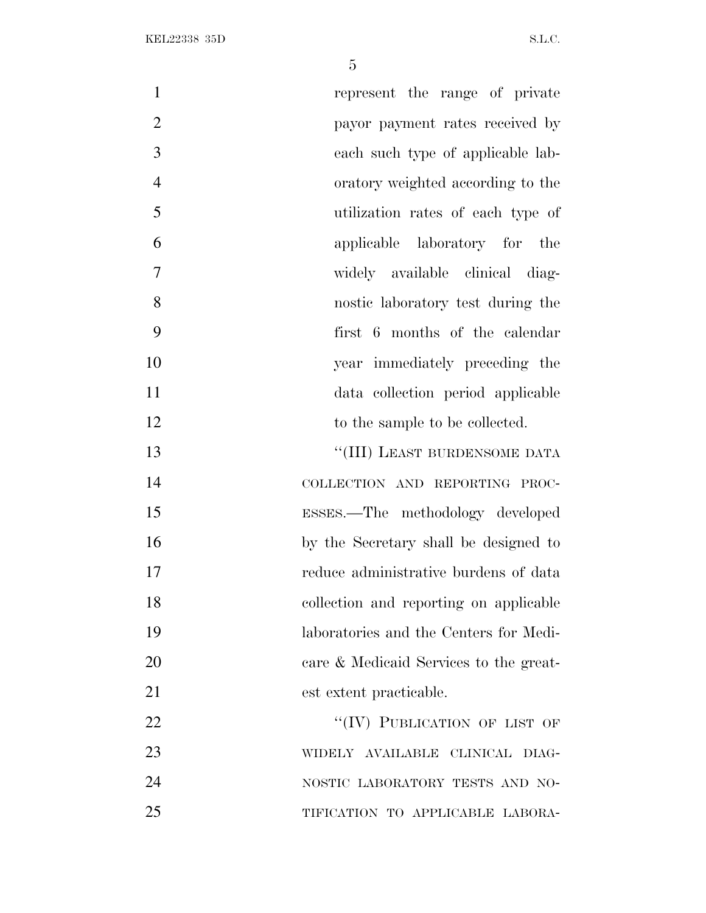represent the range of private payor payment rates received by each such type of applicable laboratory weighted according to the utilization rates of each type of applicable laboratory for the widely available clinical diagnostic laboratory test during the first 6 months of the calendar year immediately preceding the data collection period applicable to the sample to be collected.

"(III) LEAST BURDENSOME DATA COLLECTION AND REPORTING PROCESSES.—The methodology developed by the Secretary shall be designed to reduce administrative burdens of data collection and reporting on applicable laboratories and the Centers for Medicare & Medicaid Services to the greatest extent practicable.

"(IV) PUBLICATION OF LIST OF WIDELY AVAILABLE CLINICAL DIAGNOSTIC LABORATORY TESTS AND NOTIFICATION TO APPLICABLE LABORA-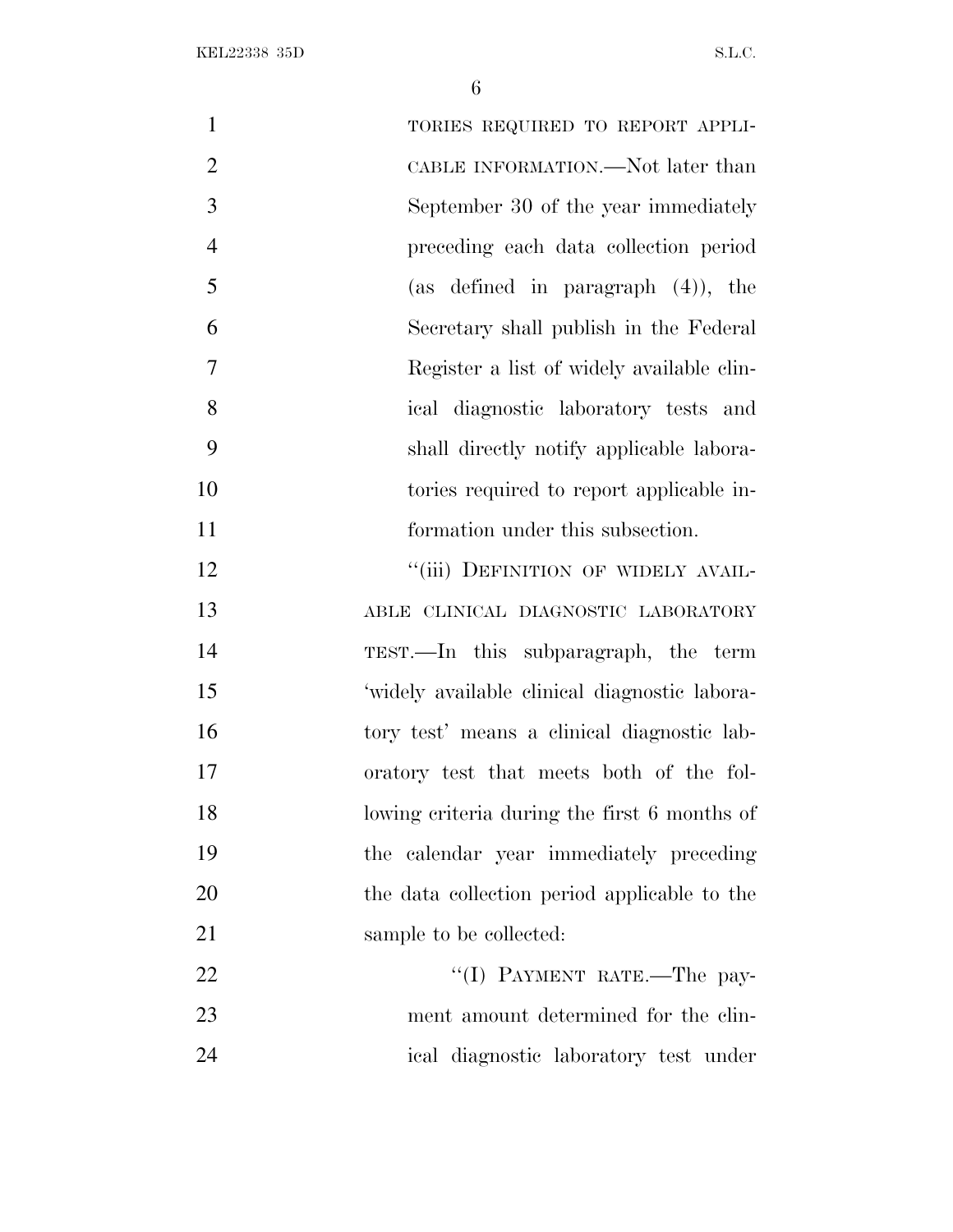TORIES REQUIRED TO REPORT APPLICABLE INFORMATION.—Not later than September 30 of the year immediately preceding each data collection period (as defined in paragraph (4)), the Secretary shall publish in the Federal Register a list of widely available clinical diagnostic laboratory tests and shall directly notify applicable laboratories required to report applicable information under this subsection.

"(iii) DEFINITION OF WIDELY AVAILABLE CLINICAL DIAGNOSTIC LABORATORY TEST.—In this subparagraph, the term 'widely available clinical diagnostic laboratory test' means a clinical diagnostic laboratory test that meets both of the following criteria during the first 6 months of the calendar year immediately preceding the data collection period applicable to the sample to be collected:

"(I) PAYMENT RATE.—The payment amount determined for the clinical diagnostic laboratory test under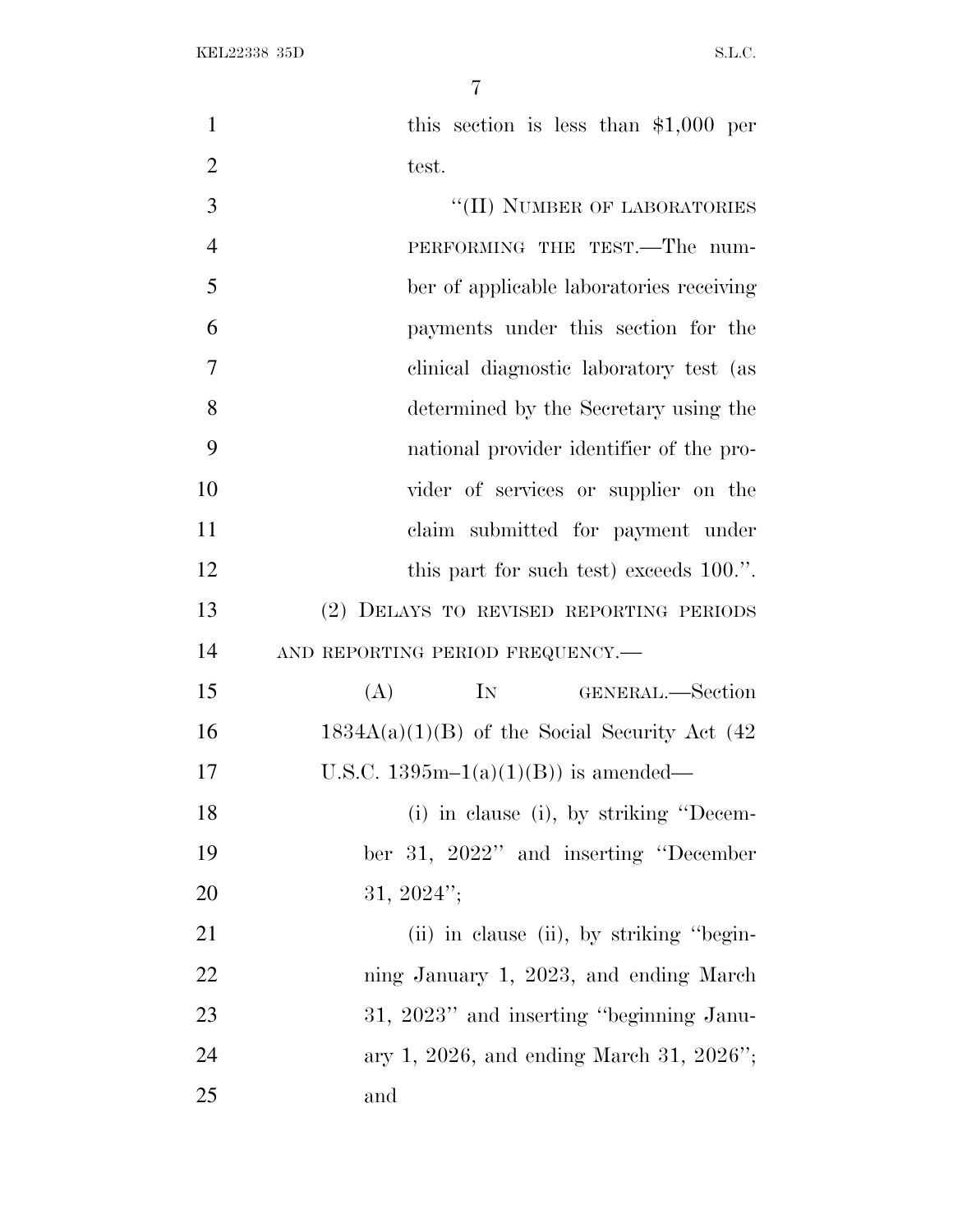this section is less than $1,000 per test.

"(II) NUMBER OF LABORATORIES PERFORMING THE TEST.—The number of applicable laboratories receiving payments under this section for the clinical diagnostic laboratory test (as determined by the Secretary using the national provider identifier of the provider of services or supplier on the claim submitted for payment under this part for such test) exceeds 100.".

(2) DELAYS TO REVISED REPORTING PERIODS AND REPORTING PERIOD FREQUENCY.—

(A) IN GENERAL.—Section 1834A(a)(1)(B) of the Social Security Act (42 U.S.C. 1395m–1(a)(1)(B)) is amended—

(i) in clause (i), by striking "December 31, 2022" and inserting "December 31, 2024";

(ii) in clause (ii), by striking "beginning January 1, 2023, and ending March 31, 2023" and inserting "beginning January 1, 2026, and ending March 31, 2026"; and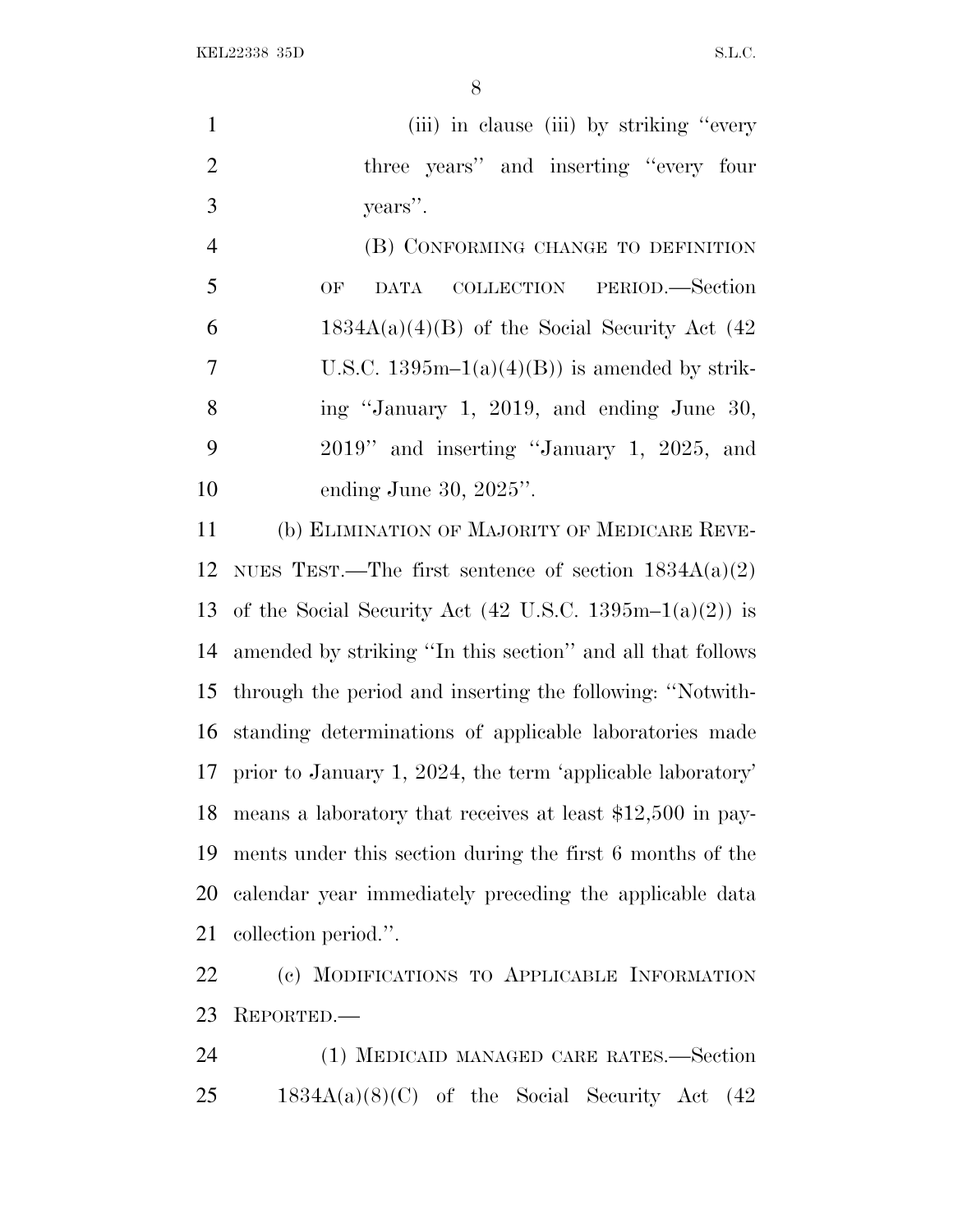(iii) in clause (iii) by striking "every three years" and inserting "every four years".

(B) CONFORMING CHANGE TO DEFINITION OF DATA COLLECTION PERIOD.—Section 1834A(a)(4)(B) of the Social Security Act (42 U.S.C. 1395m–1(a)(4)(B)) is amended by striking "January 1, 2019, and ending June 30, 2019" and inserting "January 1, 2025, and ending June 30, 2025".

(b) ELIMINATION OF MAJORITY OF MEDICARE REVENUES TEST.—The first sentence of section 1834A(a)(2) of the Social Security Act (42 U.S.C. 1395m–1(a)(2)) is amended by striking "In this section" and all that follows through the period and inserting the following: "Notwithstanding determinations of applicable laboratories made prior to January 1, 2024, the term 'applicable laboratory' means a laboratory that receives at least $12,500 in payments under this section during the first 6 months of the calendar year immediately preceding the applicable data collection period.".

(c) MODIFICATIONS TO APPLICABLE INFORMATION REPORTED.—

(1) MEDICAID MANAGED CARE RATES.—Section 1834A(a)(8)(C) of the Social Security Act (42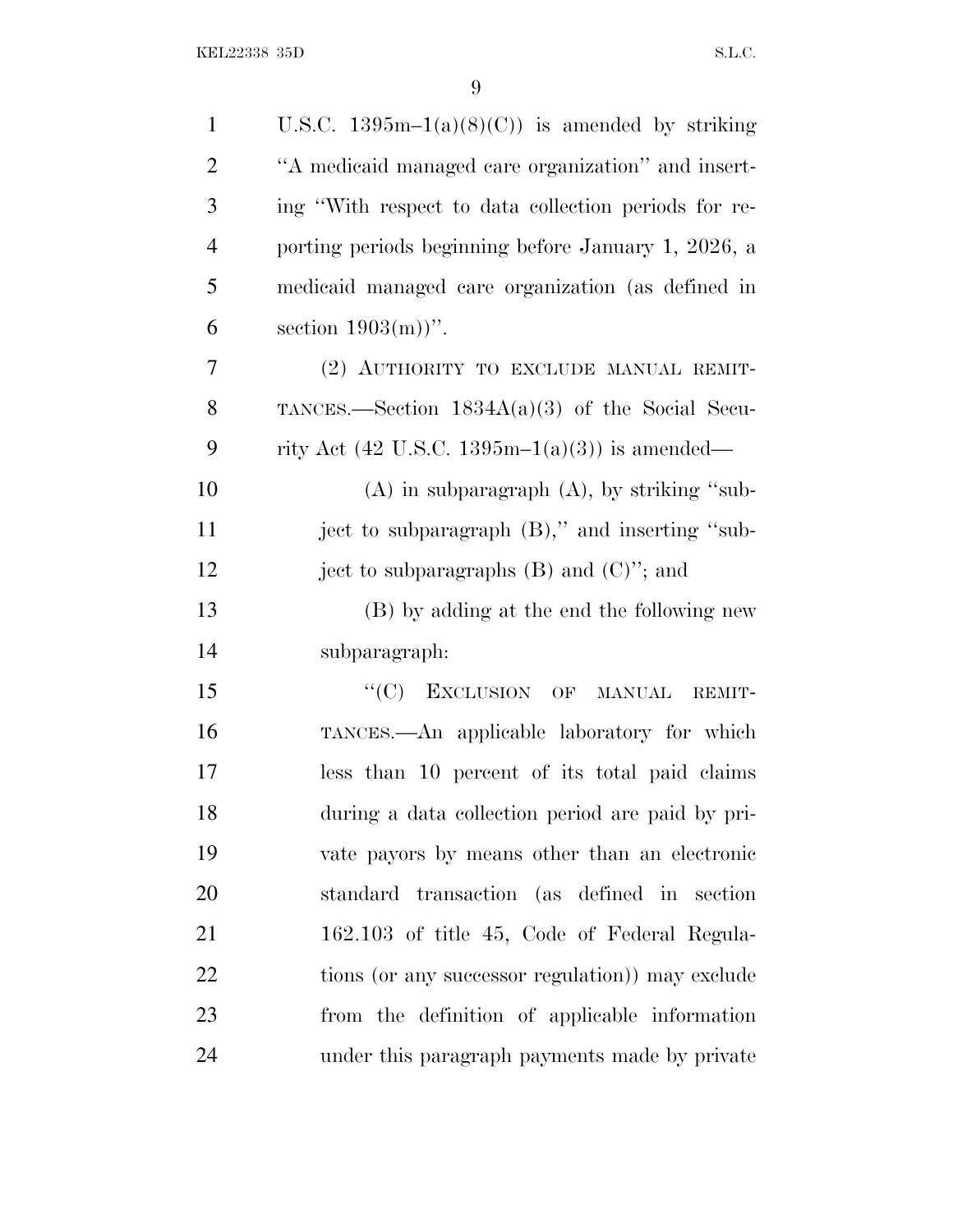U.S.C. 1395m–1(a)(8)(C)) is amended by striking "A medicaid managed care organization" and inserting "With respect to data collection periods for reporting periods beginning before January 1, 2026, a medicaid managed care organization (as defined in section 1903(m))".

(2) AUTHORITY TO EXCLUDE MANUAL REMITTANCES.—Section 1834A(a)(3) of the Social Security Act (42 U.S.C. 1395m–1(a)(3)) is amended—

(A) in subparagraph (A), by striking "subject to subparagraph (B)," and inserting "subject to subparagraphs (B) and (C)"; and

(B) by adding at the end the following new subparagraph:

"(C) EXCLUSION OF MANUAL REMITTANCES.—An applicable laboratory for which less than 10 percent of its total paid claims during a data collection period are paid by private payors by means other than an electronic standard transaction (as defined in section 162.103 of title 45, Code of Federal Regulations (or any successor regulation)) may exclude from the definition of applicable information under this paragraph payments made by private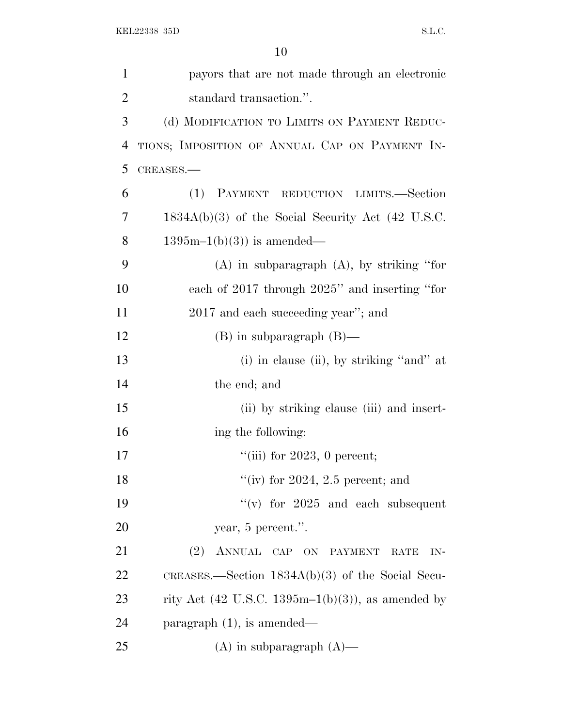payors that are not made through an electronic standard transaction.''.

(d) MODIFICATION TO LIMITS ON PAYMENT REDUCTIONS; IMPOSITION OF ANNUAL CAP ON PAYMENT INCREASES.—

(1) PAYMENT REDUCTION LIMITS.—Section 1834A(b)(3) of the Social Security Act (42 U.S.C. 1395m–1(b)(3)) is amended—

(A) in subparagraph (A), by striking ''for each of 2017 through 2025'' and inserting ''for 2017 and each succeeding year''; and

(B) in subparagraph (B)—

(i) in clause (ii), by striking ''and'' at the end; and

(ii) by striking clause (iii) and inserting the following:

''(iii) for 2023, 0 percent;

''(iv) for 2024, 2.5 percent; and

''(v) for 2025 and each subsequent year, 5 percent.''.

(2) ANNUAL CAP ON PAYMENT RATE INCREASES.—Section 1834A(b)(3) of the Social Security Act (42 U.S.C. 1395m–1(b)(3)), as amended by paragraph (1), is amended—

(A) in subparagraph (A)—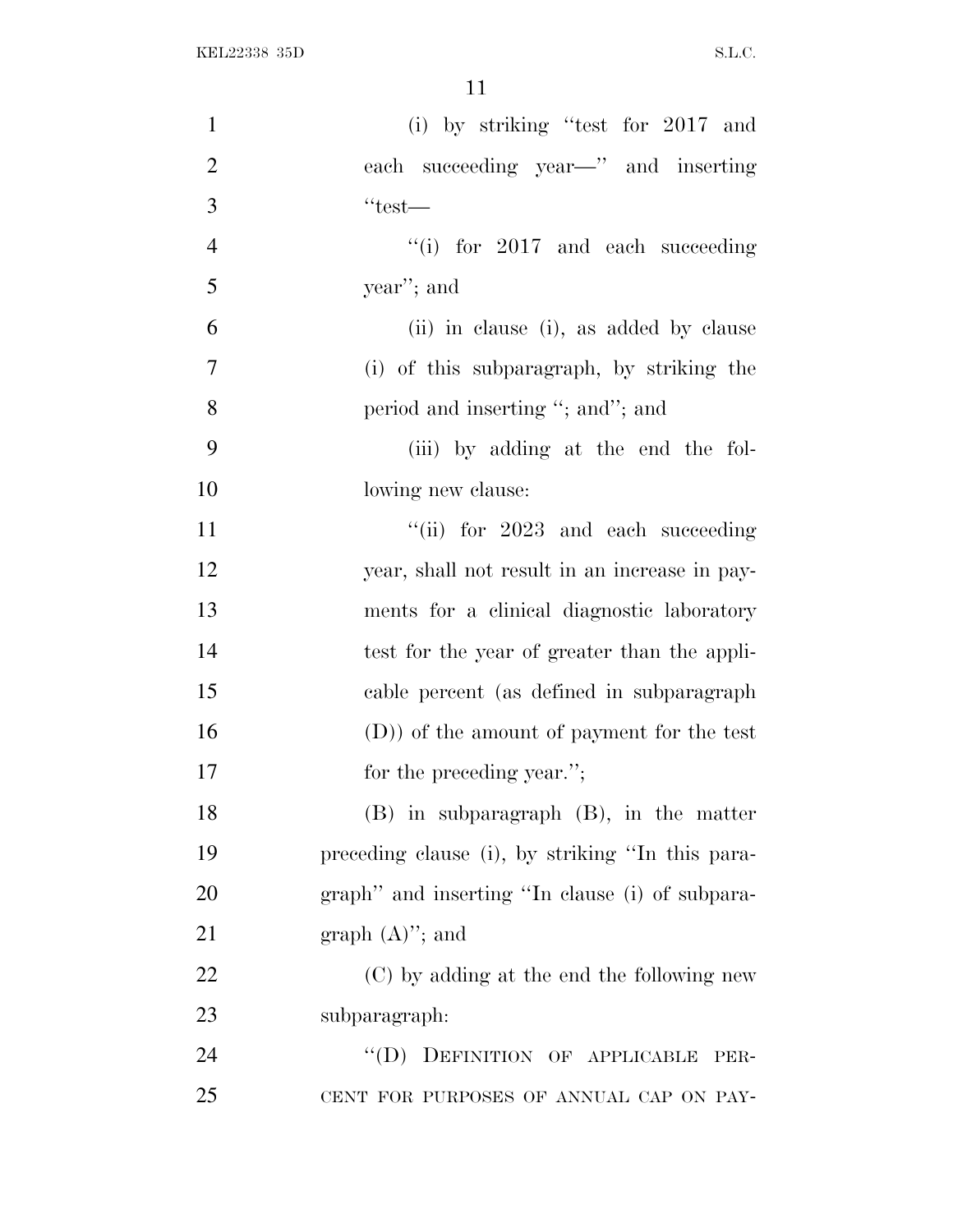(i) by striking ''test for 2017 and each succeeding year—'' and inserting ''test—

''(i) for 2017 and each succeeding year''; and

(ii) in clause (i), as added by clause (i) of this subparagraph, by striking the period and inserting ''; and''; and

(iii) by adding at the end the following new clause:

''(ii) for 2023 and each succeeding year, shall not result in an increase in payments for a clinical diagnostic laboratory test for the year of greater than the applicable percent (as defined in subparagraph (D)) of the amount of payment for the test for the preceding year.'';

(B) in subparagraph (B), in the matter preceding clause (i), by striking ''In this paragraph'' and inserting ''In clause (i) of subparagraph (A)''; and

(C) by adding at the end the following new subparagraph:

''(D) DEFINITION OF APPLICABLE PERCENT FOR PURPOSES OF ANNUAL CAP ON PAY-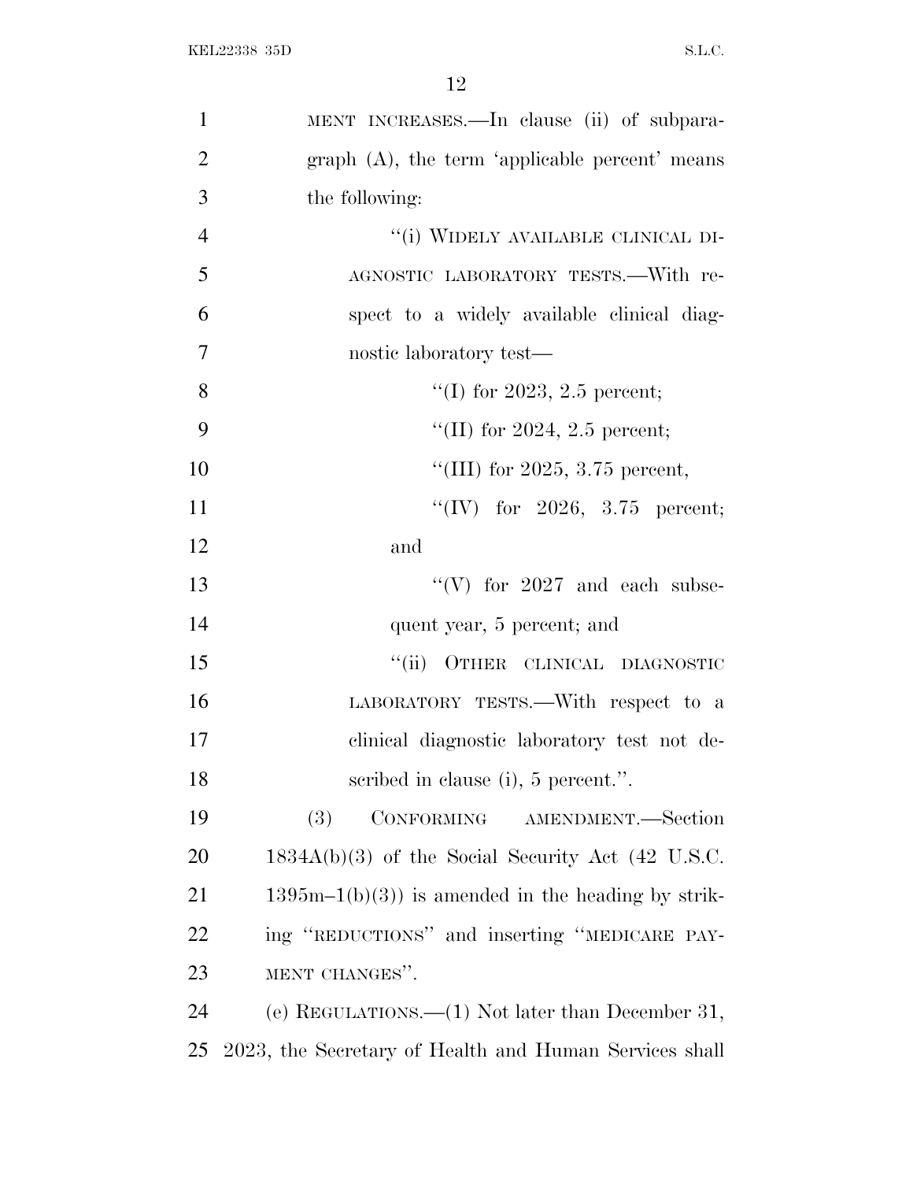MENT INCREASES.—In clause (ii) of subparagraph (A), the term 'applicable percent' means the following:

"(i) WIDELY AVAILABLE CLINICAL DIAGNOSTIC LABORATORY TESTS.—With respect to a widely available clinical diagnostic laboratory test—

"(I) for 2023, 2.5 percent;

"(II) for 2024, 2.5 percent;

"(III) for 2025, 3.75 percent,

"(IV) for 2026, 3.75 percent; and

"(V) for 2027 and each subsequent year, 5 percent; and

"(ii) OTHER CLINICAL DIAGNOSTIC LABORATORY TESTS.—With respect to a clinical diagnostic laboratory test not described in clause (i), 5 percent.".

(3) CONFORMING AMENDMENT.—Section 1834A(b)(3) of the Social Security Act (42 U.S.C. 1395m–1(b)(3)) is amended in the heading by striking "REDUCTIONS" and inserting "MEDICARE PAYMENT CHANGES".

(e) REGULATIONS.—(1) Not later than December 31, 2023, the Secretary of Health and Human Services shall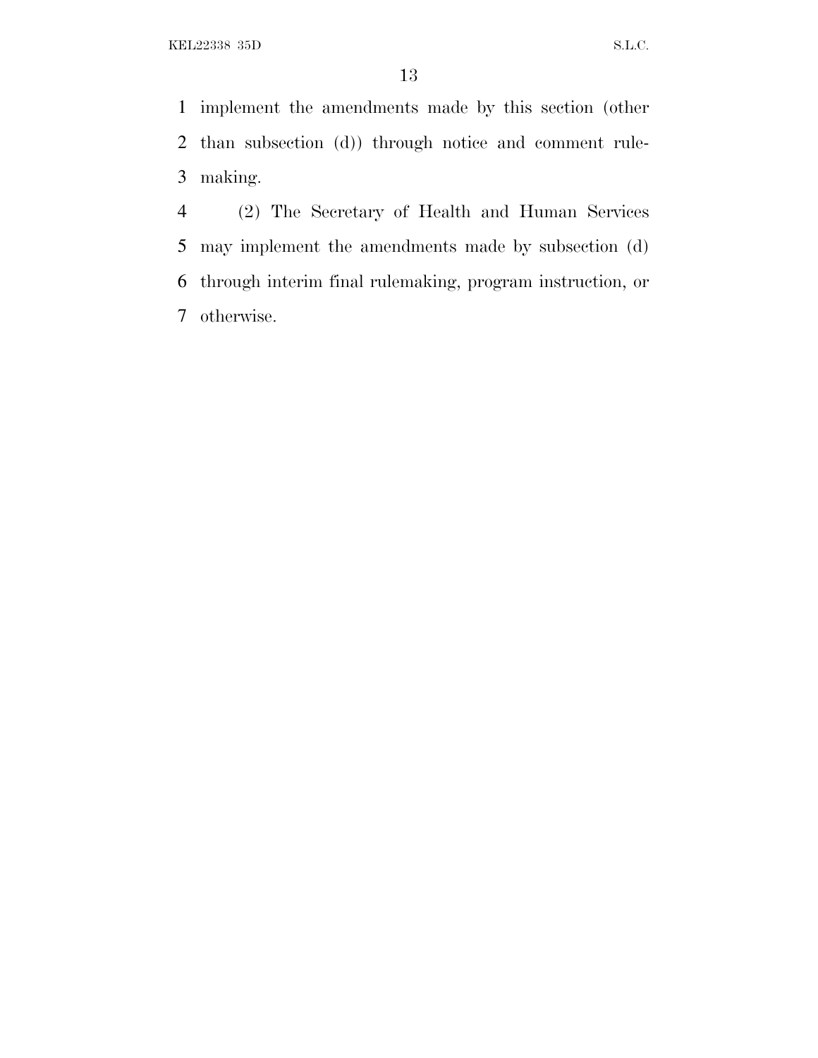implement the amendments made by this section (other than subsection (d)) through notice and comment rulemaking.

(2) The Secretary of Health and Human Services may implement the amendments made by subsection (d) through interim final rulemaking, program instruction, or otherwise.